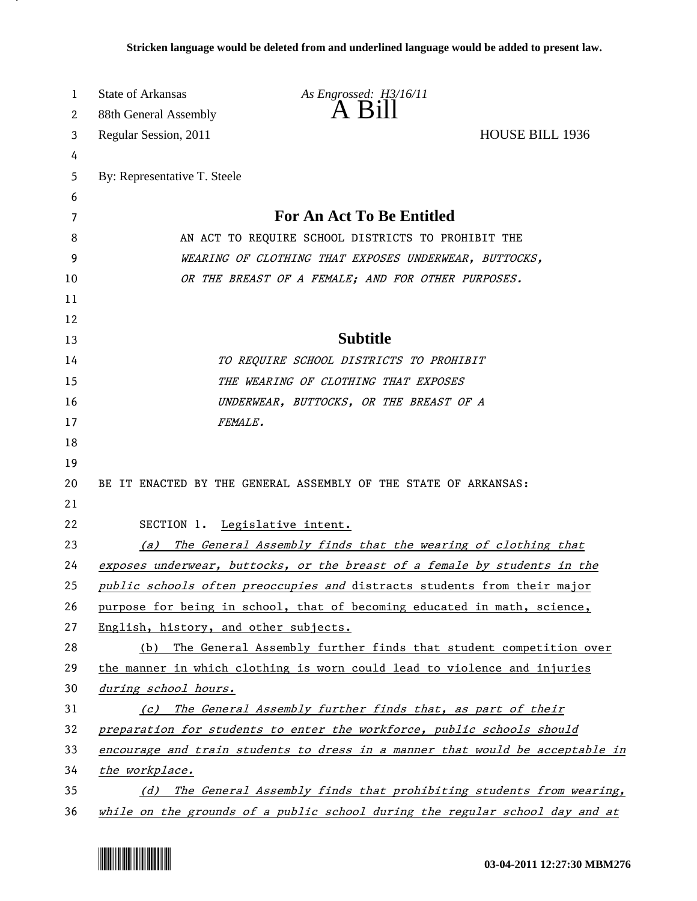Stricken language would be deleted from and underlined language would be added to present law.

State of Arkansas — As Engrossed: H3/16/11
88th General Assembly

# A Bill

Regular Session, 2011 — HOUSE BILL 1936

By: Representative T. Steele

## For An Act To Be Entitled

AN ACT TO REQUIRE SCHOOL DISTRICTS TO PROHIBIT THE *WEARING OF CLOTHING THAT EXPOSES UNDERWEAR, BUTTOCKS, OR THE BREAST OF A FEMALE; AND FOR OTHER PURPOSES.*

## Subtitle

*TO REQUIRE SCHOOL DISTRICTS TO PROHIBIT THE WEARING OF CLOTHING THAT EXPOSES UNDERWEAR, BUTTOCKS, OR THE BREAST OF A FEMALE.*

BE IT ENACTED BY THE GENERAL ASSEMBLY OF THE STATE OF ARKANSAS:

SECTION 1. Legislative intent.

*(a) The General Assembly finds that the wearing of clothing that exposes underwear, buttocks, or the breast of a female by students in the public schools often preoccupies and* distracts students from their major purpose for being in school, that of becoming educated in math, science, English, history, and other subjects.

(b) The General Assembly further finds that student competition over the manner in which clothing is worn could lead to violence and injuries *during school hours.*

*(c) The General Assembly further finds that, as part of their preparation for students to enter the workforce, public schools should encourage and train students to dress in a manner that would be acceptable in the workplace.*

*(d) The General Assembly finds that prohibiting students from wearing, while on the grounds of a public school during the regular school day and at*

03-04-2011 12:27:30 MBM276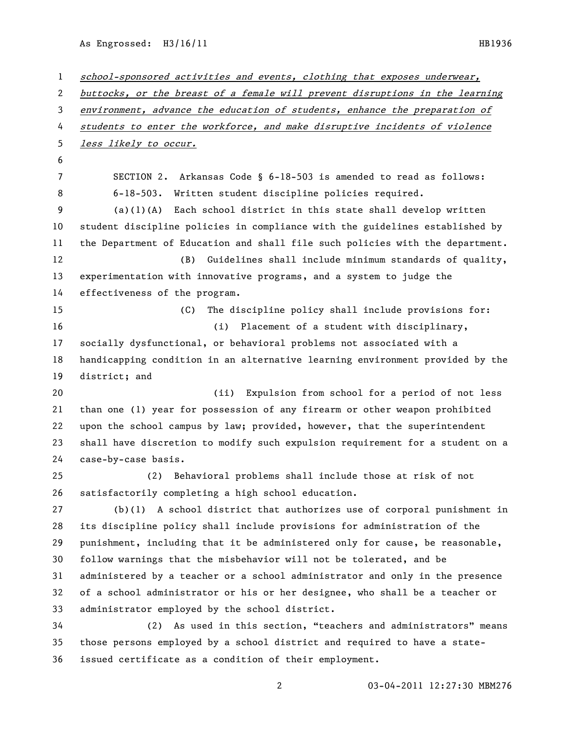*school-sponsored activities and events, clothing that exposes underwear, buttocks, or the breast of a female will prevent disruptions in the learning environment, advance the education of students, enhance the preparation of students to enter the workforce, and make disruptive incidents of violence less likely to occur.*

SECTION 2. Arkansas Code § 6-18-503 is amended to read as follows:

6-18-503. Written student discipline policies required.

(a)(1)(A) Each school district in this state shall develop written student discipline policies in compliance with the guidelines established by the Department of Education and shall file such policies with the department.

(B) Guidelines shall include minimum standards of quality, experimentation with innovative programs, and a system to judge the effectiveness of the program.

(C) The discipline policy shall include provisions for:

(i) Placement of a student with disciplinary, socially dysfunctional, or behavioral problems not associated with a handicapping condition in an alternative learning environment provided by the district; and

(ii) Expulsion from school for a period of not less than one (1) year for possession of any firearm or other weapon prohibited upon the school campus by law; provided, however, that the superintendent shall have discretion to modify such expulsion requirement for a student on a case-by-case basis.

(2) Behavioral problems shall include those at risk of not satisfactorily completing a high school education.

(b)(1) A school district that authorizes use of corporal punishment in its discipline policy shall include provisions for administration of the punishment, including that it be administered only for cause, be reasonable, follow warnings that the misbehavior will not be tolerated, and be administered by a teacher or a school administrator and only in the presence of a school administrator or his or her designee, who shall be a teacher or administrator employed by the school district.

(2) As used in this section, "teachers and administrators" means those persons employed by a school district and required to have a state-issued certificate as a condition of their employment.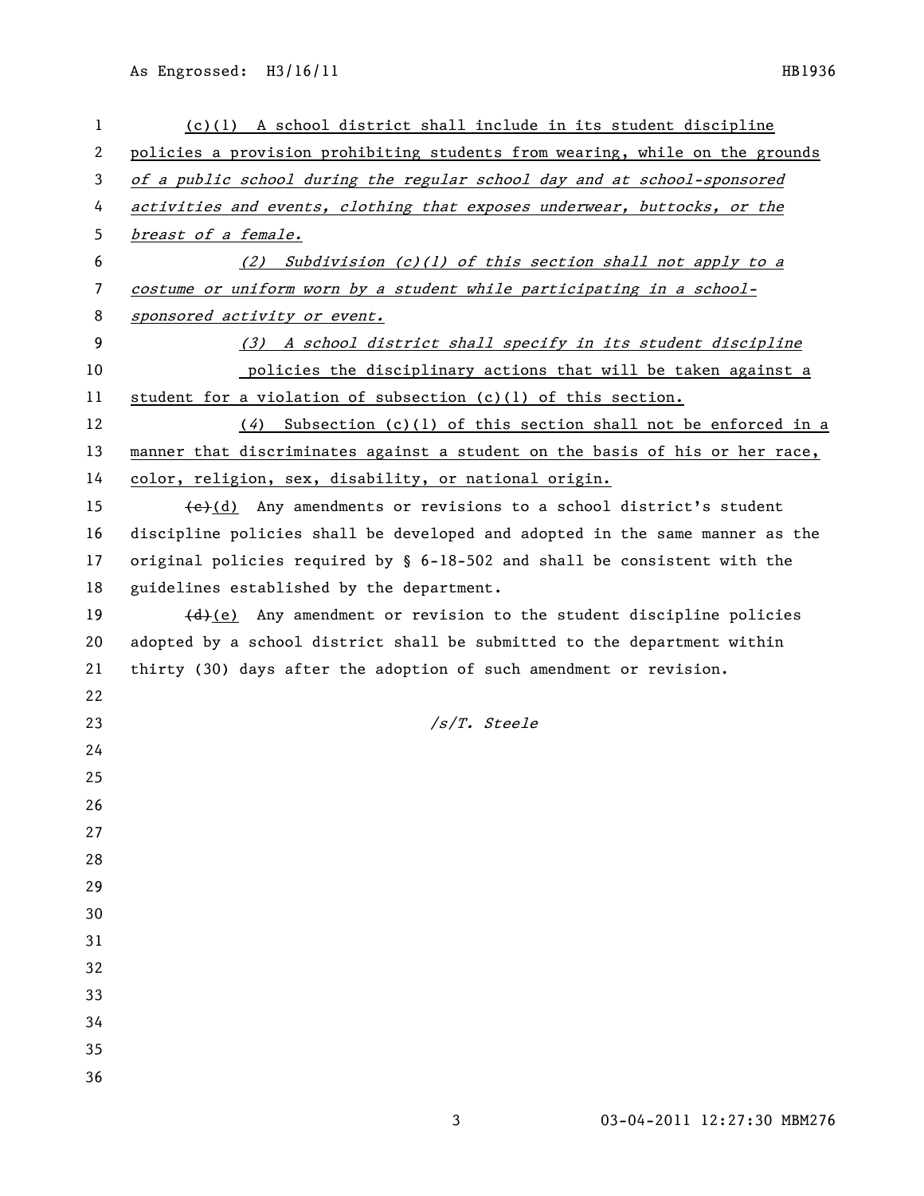(c)(1) A school district shall include in its student discipline policies a provision prohibiting students from wearing, while on the grounds of a public school during the regular school day and at school-sponsored activities and events, clothing that exposes underwear, buttocks, or the breast of a female.

(2) Subdivision (c)(1) of this section shall not apply to a costume or uniform worn by a student while participating in a school-sponsored activity or event.

(3) A school district shall specify in its student discipline policies the disciplinary actions that will be taken against a student for a violation of subsection (c)(1) of this section.

(4) Subsection (c)(1) of this section shall not be enforced in a manner that discriminates against a student on the basis of his or her race, color, religion, sex, disability, or national origin.

~~(c)~~(d) Any amendments or revisions to a school district's student discipline policies shall be developed and adopted in the same manner as the original policies required by § 6-18-502 and shall be consistent with the guidelines established by the department.

~~(d)~~(e) Any amendment or revision to the student discipline policies adopted by a school district shall be submitted to the department within thirty (30) days after the adoption of such amendment or revision.

*/s/T. Steele*